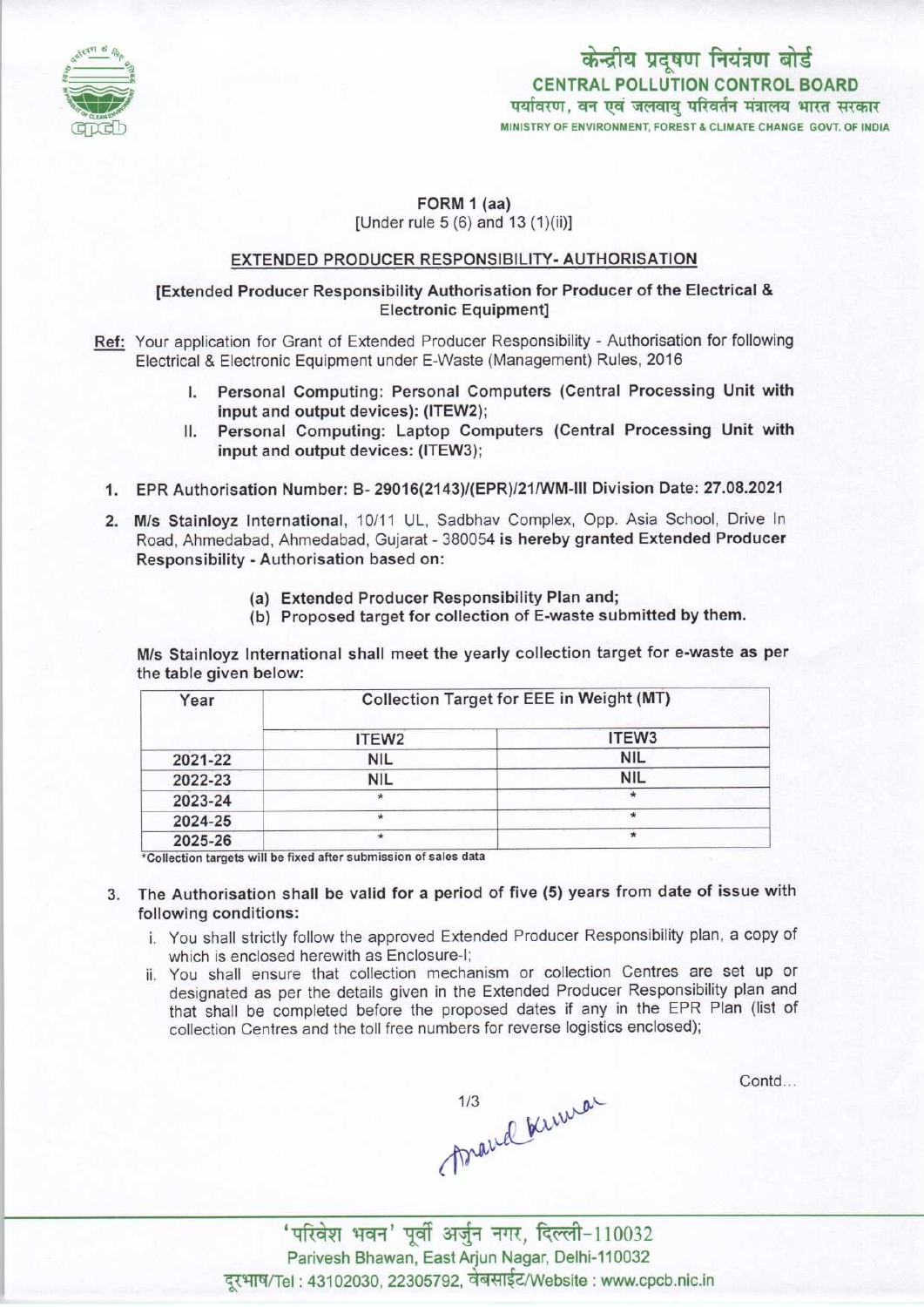केन्द्रीय प्रदूषण नियंत्रण बोर्ड
CENTRAL POLLUTION CONTROL BOARD
पर्यावरण, वन एवं जलवायु परिवर्तन मंत्रालय भारत सरकार
MINISTRY OF ENVIRONMENT, FOREST & CLIMATE CHANGE GOVT. OF INDIA

## FORM 1 (aa)
[Under rule 5 (6) and 13 (1)(ii)]

### EXTENDED PRODUCER RESPONSIBILITY- AUTHORISATION

**[Extended Producer Responsibility Authorisation for Producer of the Electrical & Electronic Equipment]**

Ref: Your application for Grant of Extended Producer Responsibility - Authorisation for following Electrical & Electronic Equipment under E-Waste (Management) Rules, 2016

I. **Personal Computing: Personal Computers (Central Processing Unit with input and output devices): (ITEW2);**

II. **Personal Computing: Laptop Computers (Central Processing Unit with input and output devices: (ITEW3);**

1. EPR Authorisation Number: **B- 29016(2143)/(EPR)/21/WM-III Division Date: 27.08.2021**

2. **M/s Stainloyz International**, 10/11 UL, Sadbhav Complex, Opp. Asia School, Drive In Road, Ahmedabad, Ahmedabad, Gujarat - 380054 **is hereby granted Extended Producer Responsibility - Authorisation based on:**

   (a) **Extended Producer Responsibility Plan and;**
   
   (b) **Proposed target for collection of E-waste submitted by them.**

**M/s Stainloyz International shall meet the yearly collection target for e-waste as per the table given below:**

| Year | Collection Target for EEE in Weight (MT) | |
|---|---|---|
| | ITEW2 | ITEW3 |
| 2021-22 | NIL | NIL |
| 2022-23 | NIL | NIL |
| 2023-24 | * | * |
| 2024-25 | * | * |
| 2025-26 | * | * |

*Collection targets will be fixed after submission of sales data

3. **The Authorisation shall be valid for a period of five (5) years from date of issue with following conditions:**

   i. You shall strictly follow the approved Extended Producer Responsibility plan, a copy of which is enclosed herewith as Enclosure-I;
   
   ii. You shall ensure that collection mechanism or collection Centres are set up or designated as per the details given in the Extended Producer Responsibility plan and that shall be completed before the proposed dates if any in the EPR Plan (list of collection Centres and the toll free numbers for reverse logistics enclosed);

Contd...

Anand Kumar

'परिवेश भवन' पूर्वी अर्जुन नगर, दिल्ली-110032
Parivesh Bhawan, East Arjun Nagar, Delhi-110032
दूरभाष/Tel : 43102030, 22305792, वेबसाईट/Website : www.cpcb.nic.in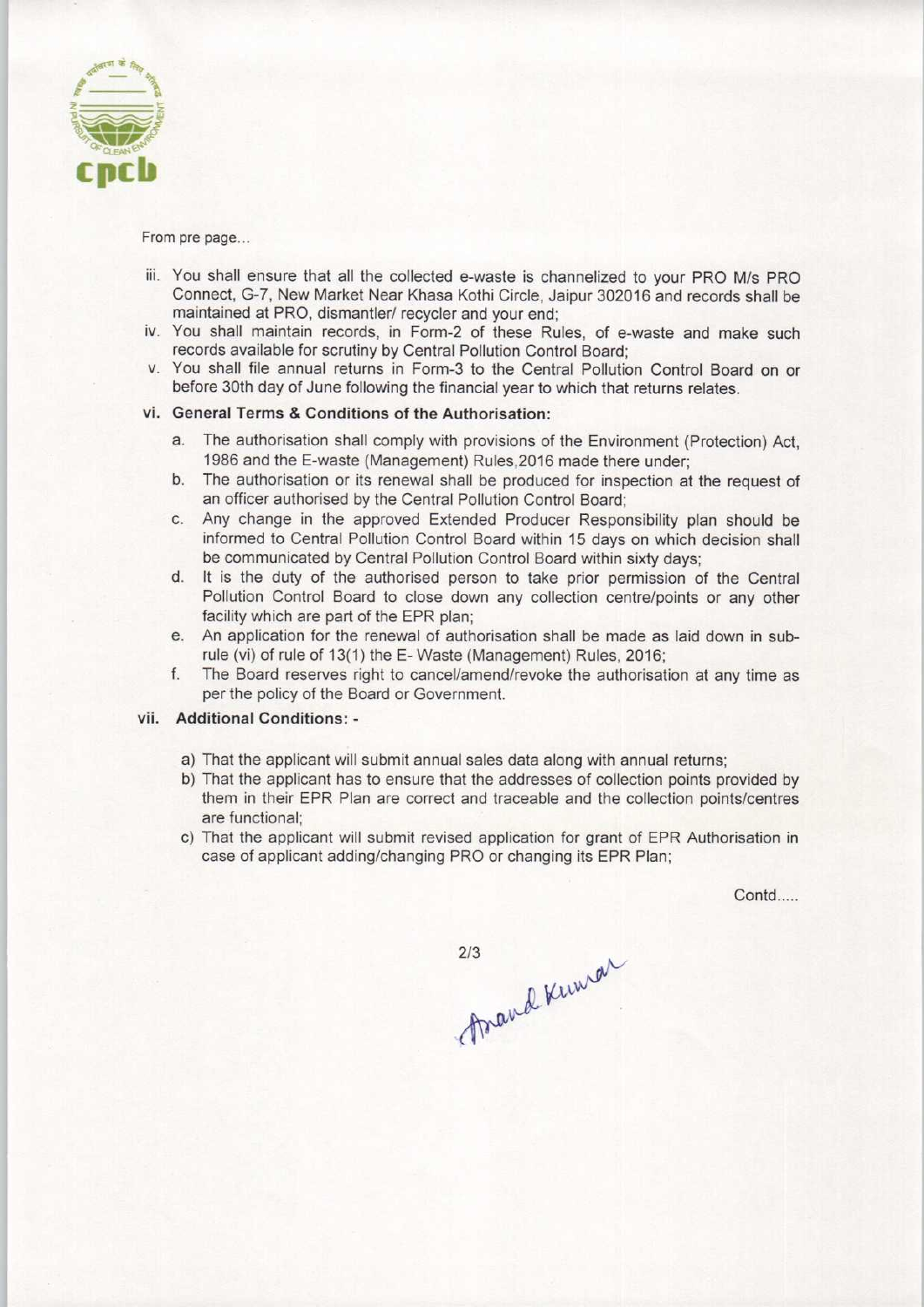From pre page...

iii. You shall ensure that all the collected e-waste is channelized to your PRO M/s PRO Connect, G-7, New Market Near Khasa Kothi Circle, Jaipur 302016 and records shall be maintained at PRO, dismantler/ recycler and your end;

iv. You shall maintain records, in Form-2 of these Rules, of e-waste and make such records available for scrutiny by Central Pollution Control Board;

v. You shall file annual returns in Form-3 to the Central Pollution Control Board on or before 30th day of June following the financial year to which that returns relates.

**vi. General Terms & Conditions of the Authorisation:**

a. The authorisation shall comply with provisions of the Environment (Protection) Act, 1986 and the E-waste (Management) Rules,2016 made there under;

b. The authorisation or its renewal shall be produced for inspection at the request of an officer authorised by the Central Pollution Control Board;

c. Any change in the approved Extended Producer Responsibility plan should be informed to Central Pollution Control Board within 15 days on which decision shall be communicated by Central Pollution Control Board within sixty days;

d. It is the duty of the authorised person to take prior permission of the Central Pollution Control Board to close down any collection centre/points or any other facility which are part of the EPR plan;

e. An application for the renewal of authorisation shall be made as laid down in sub-rule (vi) of rule of 13(1) the E- Waste (Management) Rules, 2016;

f. The Board reserves right to cancel/amend/revoke the authorisation at any time as per the policy of the Board or Government.

**vii. Additional Conditions: -**

a) That the applicant will submit annual sales data along with annual returns;

b) That the applicant has to ensure that the addresses of collection points provided by them in their EPR Plan are correct and traceable and the collection points/centres are functional;

c) That the applicant will submit revised application for grant of EPR Authorisation in case of applicant adding/changing PRO or changing its EPR Plan;

Contd.....

Anand Kumar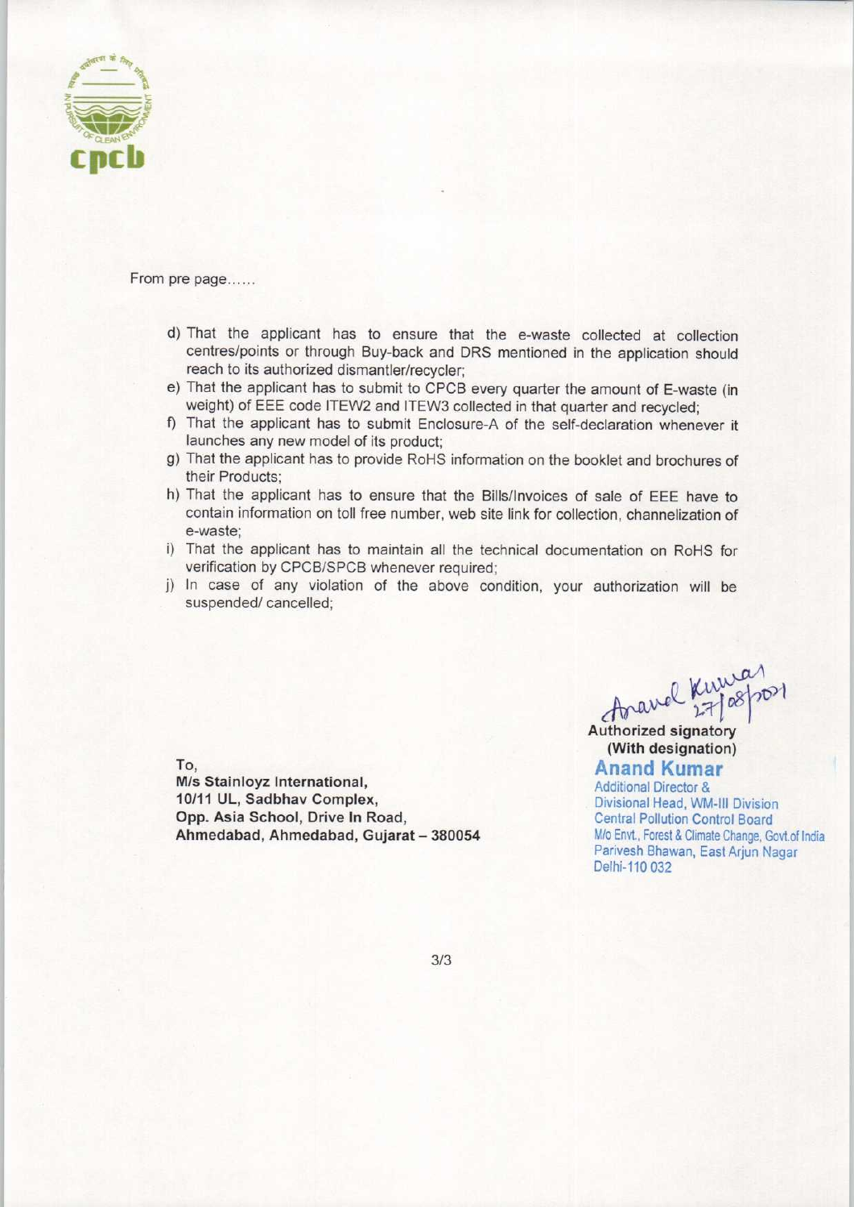From pre page......

d) That the applicant has to ensure that the e-waste collected at collection centres/points or through Buy-back and DRS mentioned in the application should reach to its authorized dismantler/recycler;
e) That the applicant has to submit to CPCB every quarter the amount of E-waste (in weight) of EEE code ITEW2 and ITEW3 collected in that quarter and recycled;
f) That the applicant has to submit Enclosure-A of the self-declaration whenever it launches any new model of its product;
g) That the applicant has to provide RoHS information on the booklet and brochures of their Products;
h) That the applicant has to ensure that the Bills/Invoices of sale of EEE have to contain information on toll free number, web site link for collection, channelization of e-waste;
i) That the applicant has to maintain all the technical documentation on RoHS for verification by CPCB/SPCB whenever required;
j) In case of any violation of the above condition, your authorization will be suspended/ cancelled;

Anand Kumar 27/08/2021

**Authorized signatory**
**(With designation)**

**Anand Kumar**
Additional Director &
Divisional Head, WM-III Division
Central Pollution Control Board
M/o Envt., Forest & Climate Change, Govt.of India
Parivesh Bhawan, East Arjun Nagar
Delhi-110 032

To,
**M/s Stainloyz International,**
**10/11 UL, Sadbhav Complex,**
**Opp. Asia School, Drive In Road,**
**Ahmedabad, Ahmedabad, Gujarat – 380054**